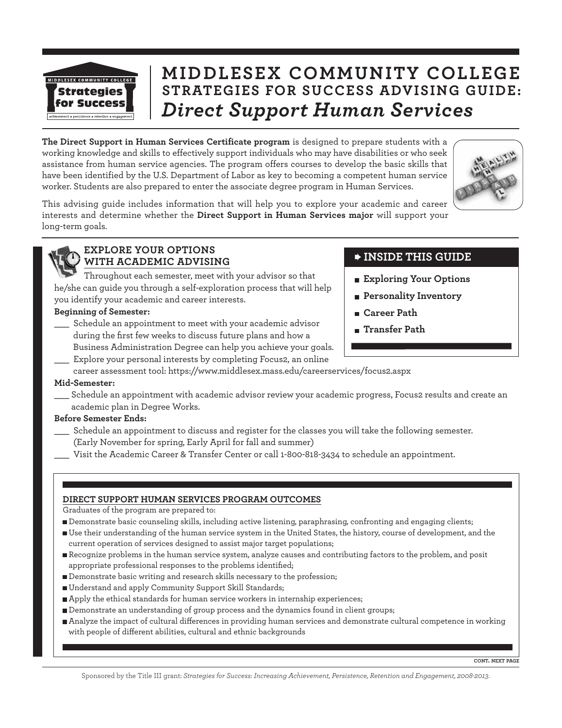# MIDDLESEX COMMUNITY COLLEGE
## STRATEGIES FOR SUCCESS ADVISING GUIDE: *Direct Support Human Services*

**The Direct Support in Human Services Certificate program** is designed to prepare students with a working knowledge and skills to effectively support individuals who may have disabilities or who seek assistance from human service agencies. The program offers courses to develop the basic skills that have been identified by the U.S. Department of Labor as key to becoming a competent human service worker. Students are also prepared to enter the associate degree program in Human Services.

This advising guide includes information that will help you to explore your academic and career interests and determine whether the **Direct Support in Human Services major** will support your long-term goals.

### INSIDE THIS GUIDE

- **Exploring Your Options**
- **Personality Inventory**
- **Career Path**
- **Transfer Path**

### EXPLORE YOUR OPTIONS WITH ACADEMIC ADVISING

Throughout each semester, meet with your advisor so that he/she can guide you through a self-exploration process that will help you identify your academic and career interests.

**Beginning of Semester:**

___ Schedule an appointment to meet with your academic advisor during the first few weeks to discuss future plans and how a Business Administration Degree can help you achieve your goals.

___ Explore your personal interests by completing Focus2, an online career assessment tool: https://www.middlesex.mass.edu/careerservices/focus2.aspx

**Mid-Semester:**

___ Schedule an appointment with academic advisor review your academic progress, Focus2 results and create an academic plan in Degree Works.

**Before Semester Ends:**

___ Schedule an appointment to discuss and register for the classes you will take the following semester. (Early November for spring, Early April for fall and summer)

___ Visit the Academic Career & Transfer Center or call 1-800-818-3434 to schedule an appointment.

### DIRECT SUPPORT HUMAN SERVICES PROGRAM OUTCOMES

Graduates of the program are prepared to:

- Demonstrate basic counseling skills, including active listening, paraphrasing, confronting and engaging clients;
- Use their understanding of the human service system in the United States, the history, course of development, and the current operation of services designed to assist major target populations;
- Recognize problems in the human service system, analyze causes and contributing factors to the problem, and posit appropriate professional responses to the problems identified;
- Demonstrate basic writing and research skills necessary to the profession;
- Understand and apply Community Support Skill Standards;
- Apply the ethical standards for human service workers in internship experiences;
- Demonstrate an understanding of group process and the dynamics found in client groups;
- Analyze the impact of cultural differences in providing human services and demonstrate cultural competence in working with people of different abilities, cultural and ethnic backgrounds

CONT. NEXT PAGE

Sponsored by the Title III grant: *Strategies for Success: Increasing Achievement, Persistence, Retention and Engagement, 2008-2013.*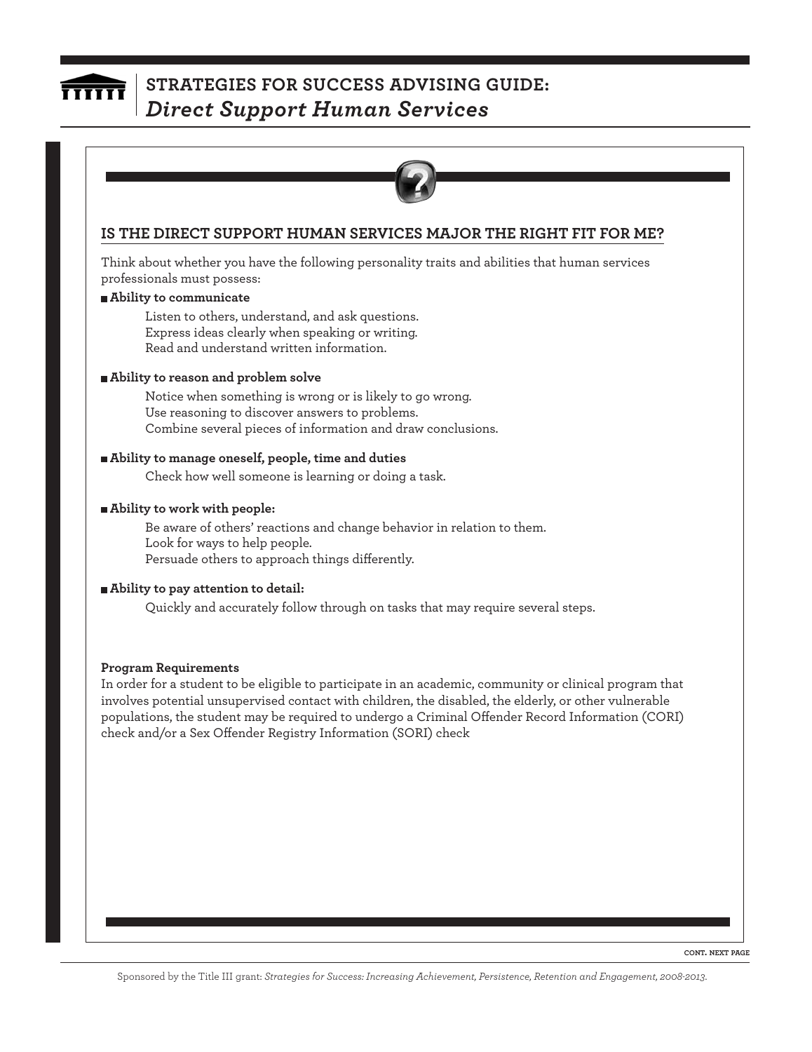## IS THE DIRECT SUPPORT HUMAN SERVICES MAJOR THE RIGHT FIT FOR ME?

Think about whether you have the following personality traits and abilities that human services professionals must possess:

- **Ability to communicate**

  Listen to others, understand, and ask questions.
  Express ideas clearly when speaking or writing.
  Read and understand written information.

- **Ability to reason and problem solve**

  Notice when something is wrong or is likely to go wrong.
  Use reasoning to discover answers to problems.
  Combine several pieces of information and draw conclusions.

- **Ability to manage oneself, people, time and duties**

  Check how well someone is learning or doing a task.

- **Ability to work with people:**

  Be aware of others' reactions and change behavior in relation to them.
  Look for ways to help people.
  Persuade others to approach things differently.

- **Ability to pay attention to detail:**

  Quickly and accurately follow through on tasks that may require several steps.

**Program Requirements**

In order for a student to be eligible to participate in an academic, community or clinical program that involves potential unsupervised contact with children, the disabled, the elderly, or other vulnerable populations, the student may be required to undergo a Criminal Offender Record Information (CORI) check and/or a Sex Offender Registry Information (SORI) check

CONT. NEXT PAGE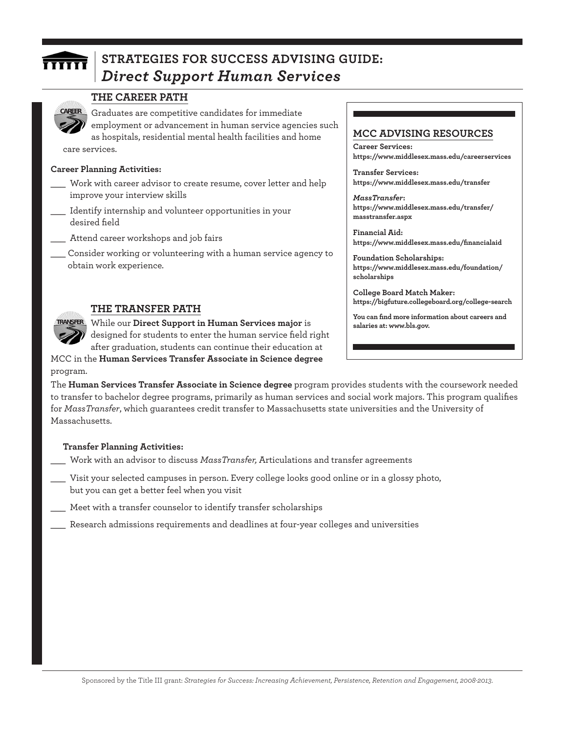# STRATEGIES FOR SUCCESS ADVISING GUIDE: *Direct Support Human Services*

## THE CAREER PATH

Graduates are competitive candidates for immediate employment or advancement in human service agencies such as hospitals, residential mental health facilities and home care services.

**Career Planning Activities:**

___ Work with career advisor to create resume, cover letter and help improve your interview skills

___ Identify internship and volunteer opportunities in your desired field

___ Attend career workshops and job fairs

___ Consider working or volunteering with a human service agency to obtain work experience.

## THE TRANSFER PATH

While our **Direct Support in Human Services major** is designed for students to enter the human service field right after graduation, students can continue their education at MCC in the **Human Services Transfer Associate in Science degree** program.

The **Human Services Transfer Associate in Science degree** program provides students with the coursework needed to transfer to bachelor degree programs, primarily as human services and social work majors. This program qualifies for *MassTransfer*, which guarantees credit transfer to Massachusetts state universities and the University of Massachusetts.

**Transfer Planning Activities:**

___ Work with an advisor to discuss *MassTransfer,* Articulations and transfer agreements

___ Visit your selected campuses in person. Every college looks good online or in a glossy photo, but you can get a better feel when you visit

___ Meet with a transfer counselor to identify transfer scholarships

___ Research admissions requirements and deadlines at four-year colleges and universities

## MCC ADVISING RESOURCES

**Career Services:**
**https://www.middlesex.mass.edu/careerservices**

**Transfer Services:**
**https://www.middlesex.mass.edu/transfer**

***MassTransfer*:**
**https://www.middlesex.mass.edu/transfer/masstransfer.aspx**

**Financial Aid:**
**https://www.middlesex.mass.edu/financialaid**

**Foundation Scholarships:**
**https://www.middlesex.mass.edu/foundation/scholarships**

**College Board Match Maker:**
**https://bigfuture.collegeboard.org/college-search**

**You can find more information about careers and salaries at: www.bls.gov.**

Sponsored by the Title III grant: *Strategies for Success: Increasing Achievement, Persistence, Retention and Engagement, 2008-2013.*